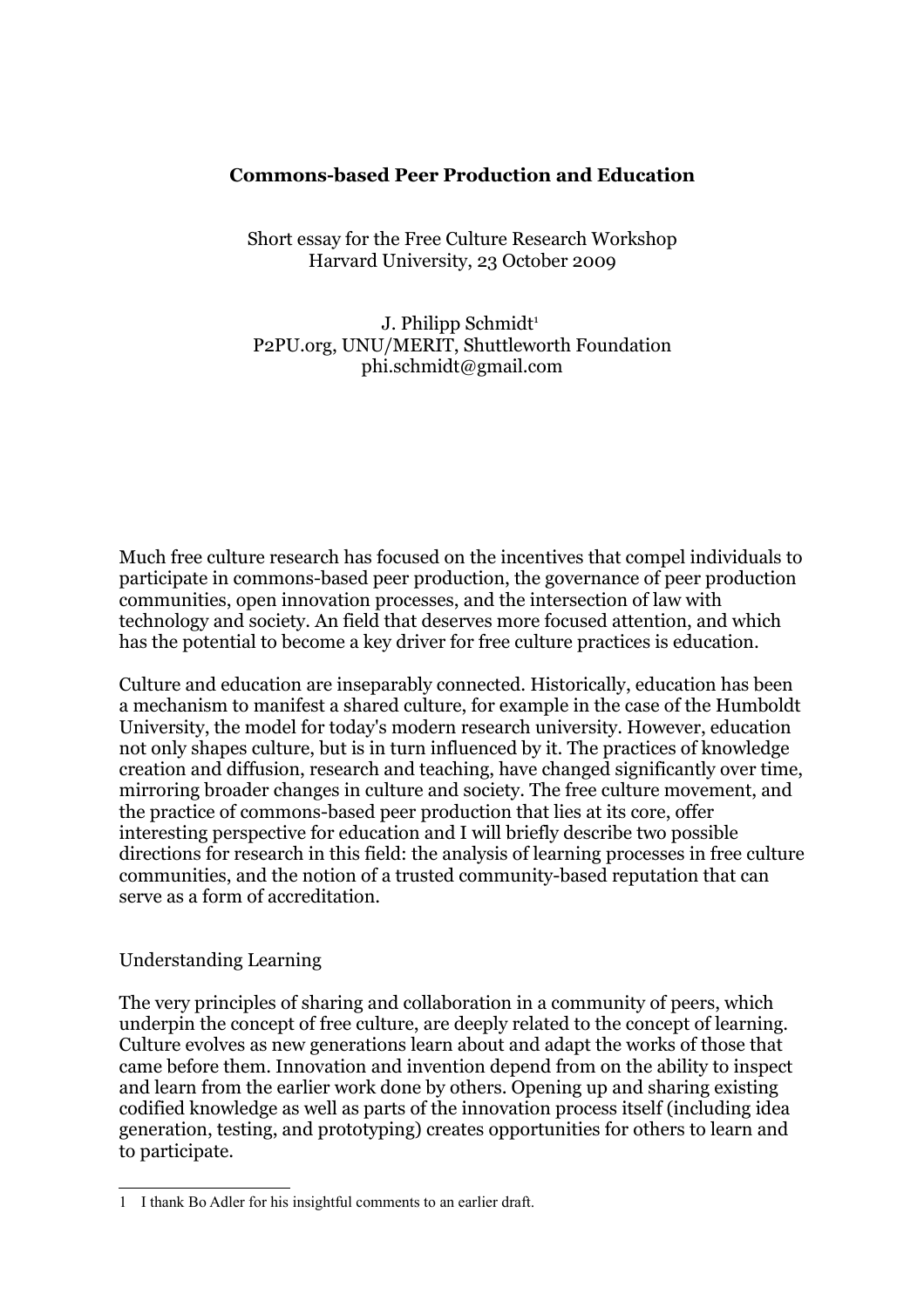# Commons-based Peer Production and Education

Short essay for the Free Culture Research Workshop
Harvard University, 23 October 2009

J. Philipp Schmidt[1]
P2PU.org, UNU/MERIT, Shuttleworth Foundation
phi.schmidt@gmail.com

Much free culture research has focused on the incentives that compel individuals to participate in commons-based peer production, the governance of peer production communities, open innovation processes, and the intersection of law with technology and society. An field that deserves more focused attention, and which has the potential to become a key driver for free culture practices is education.

Culture and education are inseparably connected. Historically, education has been a mechanism to manifest a shared culture, for example in the case of the Humboldt University, the model for today's modern research university. However, education not only shapes culture, but is in turn influenced by it. The practices of knowledge creation and diffusion, research and teaching, have changed significantly over time, mirroring broader changes in culture and society. The free culture movement, and the practice of commons-based peer production that lies at its core, offer interesting perspective for education and I will briefly describe two possible directions for research in this field: the analysis of learning processes in free culture communities, and the notion of a trusted community-based reputation that can serve as a form of accreditation.

## Understanding Learning

The very principles of sharing and collaboration in a community of peers, which underpin the concept of free culture, are deeply related to the concept of learning. Culture evolves as new generations learn about and adapt the works of those that came before them. Innovation and invention depend from on the ability to inspect and learn from the earlier work done by others. Opening up and sharing existing codified knowledge as well as parts of the innovation process itself (including idea generation, testing, and prototyping) creates opportunities for others to learn and to participate.

---

1 I thank Bo Adler for his insightful comments to an earlier draft.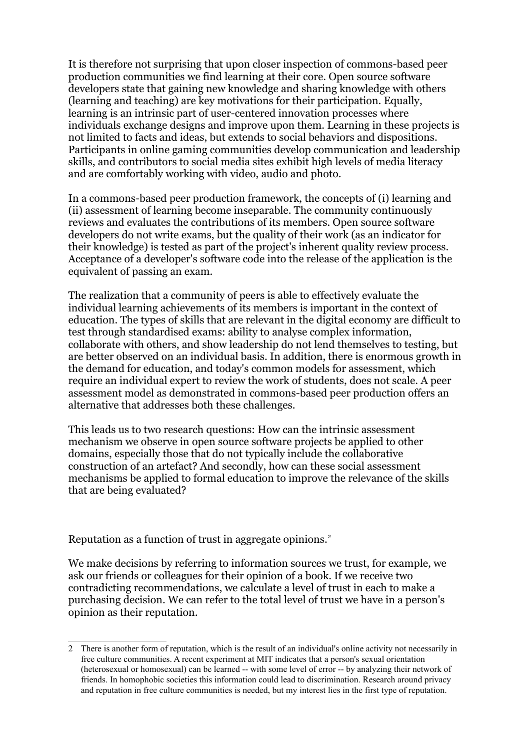It is therefore not surprising that upon closer inspection of commons-based peer production communities we find learning at their core. Open source software developers state that gaining new knowledge and sharing knowledge with others (learning and teaching) are key motivations for their participation. Equally, learning is an intrinsic part of user-centered innovation processes where individuals exchange designs and improve upon them. Learning in these projects is not limited to facts and ideas, but extends to social behaviors and dispositions. Participants in online gaming communities develop communication and leadership skills, and contributors to social media sites exhibit high levels of media literacy and are comfortably working with video, audio and photo.

In a commons-based peer production framework, the concepts of (i) learning and (ii) assessment of learning become inseparable. The community continuously reviews and evaluates the contributions of its members. Open source software developers do not write exams, but the quality of their work (as an indicator for their knowledge) is tested as part of the project's inherent quality review process. Acceptance of a developer's software code into the release of the application is the equivalent of passing an exam.

The realization that a community of peers is able to effectively evaluate the individual learning achievements of its members is important in the context of education. The types of skills that are relevant in the digital economy are difficult to test through standardised exams: ability to analyse complex information, collaborate with others, and show leadership do not lend themselves to testing, but are better observed on an individual basis. In addition, there is enormous growth in the demand for education, and today's common models for assessment, which require an individual expert to review the work of students, does not scale. A peer assessment model as demonstrated in commons-based peer production offers an alternative that addresses both these challenges.

This leads us to two research questions: How can the intrinsic assessment mechanism we observe in open source software projects be applied to other domains, especially those that do not typically include the collaborative construction of an artefact? And secondly, how can these social assessment mechanisms be applied to formal education to improve the relevance of the skills that are being evaluated?

Reputation as a function of trust in aggregate opinions.[2]

We make decisions by referring to information sources we trust, for example, we ask our friends or colleagues for their opinion of a book. If we receive two contradicting recommendations, we calculate a level of trust in each to make a purchasing decision. We can refer to the total level of trust we have in a person's opinion as their reputation.

[2] There is another form of reputation, which is the result of an individual's online activity not necessarily in free culture communities. A recent experiment at MIT indicates that a person's sexual orientation (heterosexual or homosexual) can be learned -- with some level of error -- by analyzing their network of friends. In homophobic societies this information could lead to discrimination. Research around privacy and reputation in free culture communities is needed, but my interest lies in the first type of reputation.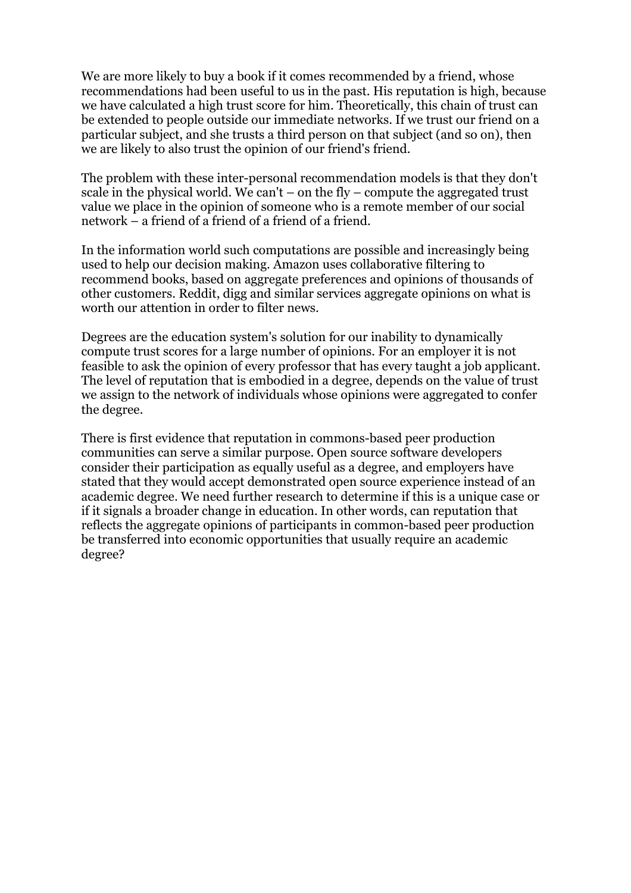We are more likely to buy a book if it comes recommended by a friend, whose recommendations had been useful to us in the past. His reputation is high, because we have calculated a high trust score for him. Theoretically, this chain of trust can be extended to people outside our immediate networks. If we trust our friend on a particular subject, and she trusts a third person on that subject (and so on), then we are likely to also trust the opinion of our friend's friend.

The problem with these inter-personal recommendation models is that they don't scale in the physical world. We can't – on the fly – compute the aggregated trust value we place in the opinion of someone who is a remote member of our social network – a friend of a friend of a friend of a friend.

In the information world such computations are possible and increasingly being used to help our decision making. Amazon uses collaborative filtering to recommend books, based on aggregate preferences and opinions of thousands of other customers. Reddit, digg and similar services aggregate opinions on what is worth our attention in order to filter news.

Degrees are the education system's solution for our inability to dynamically compute trust scores for a large number of opinions. For an employer it is not feasible to ask the opinion of every professor that has every taught a job applicant. The level of reputation that is embodied in a degree, depends on the value of trust we assign to the network of individuals whose opinions were aggregated to confer the degree.

There is first evidence that reputation in commons-based peer production communities can serve a similar purpose. Open source software developers consider their participation as equally useful as a degree, and employers have stated that they would accept demonstrated open source experience instead of an academic degree. We need further research to determine if this is a unique case or if it signals a broader change in education. In other words, can reputation that reflects the aggregate opinions of participants in common-based peer production be transferred into economic opportunities that usually require an academic degree?